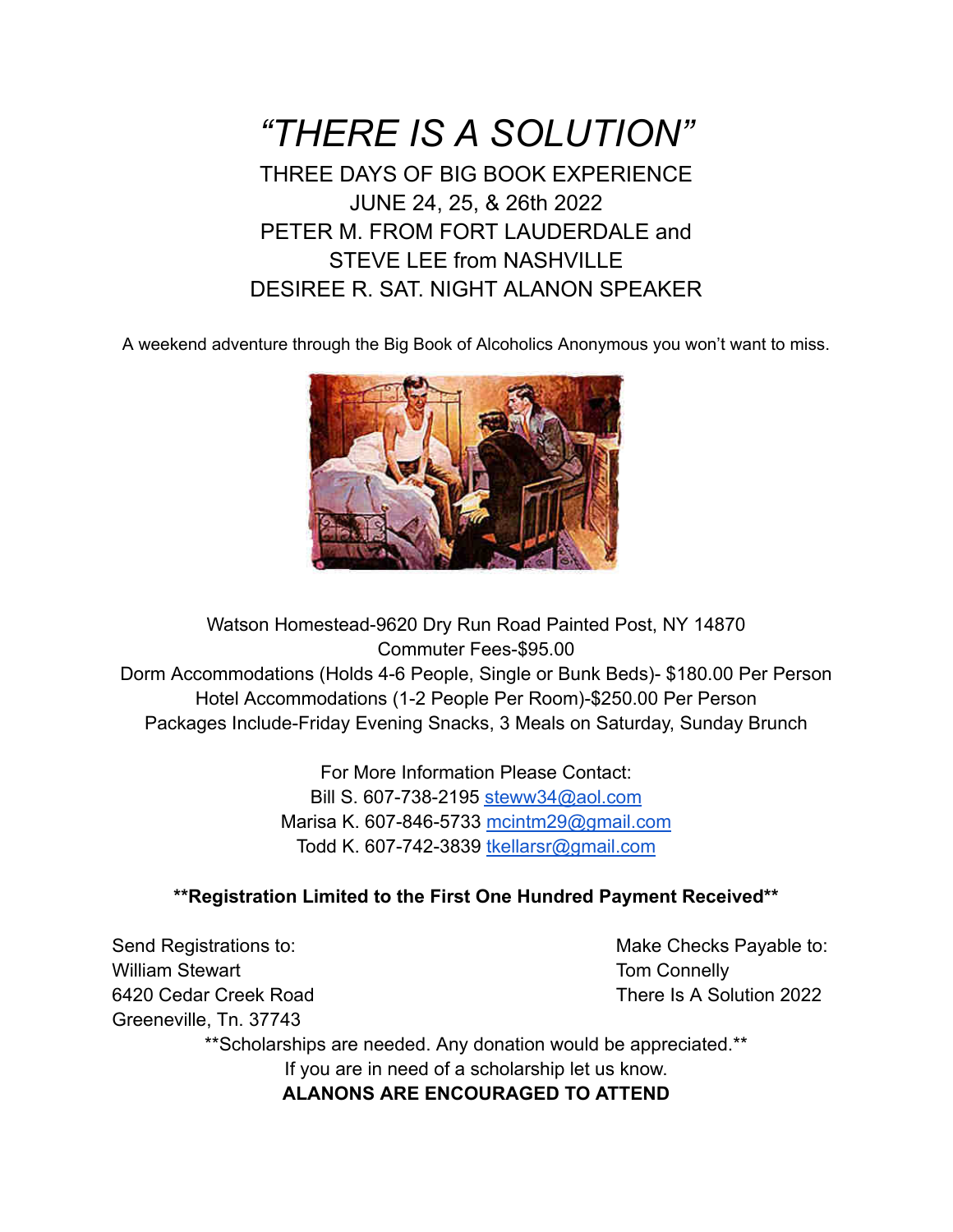# *"THERE IS A SOLUTION"*

THREE DAYS OF BIG BOOK EXPERIENCE
JUNE 24, 25, & 26th 2022
PETER M. FROM FORT LAUDERDALE and
STEVE LEE from NASHVILLE
DESIREE R. SAT. NIGHT ALANON SPEAKER

A weekend adventure through the Big Book of Alcoholics Anonymous you won't want to miss.

Watson Homestead-9620 Dry Run Road Painted Post, NY 14870
Commuter Fees-$95.00
Dorm Accommodations (Holds 4-6 People, Single or Bunk Beds)- $180.00 Per Person
Hotel Accommodations (1-2 People Per Room)-$250.00 Per Person
Packages Include-Friday Evening Snacks, 3 Meals on Saturday, Sunday Brunch

For More Information Please Contact:
Bill S. 607-738-2195 steww34@aol.com
Marisa K. 607-846-5733 mcintm29@gmail.com
Todd K. 607-742-3839 tkellarsr@gmail.com

**\*\*Registration Limited to the First One Hundred Payment Received\*\***

Send Registrations to:
William Stewart
6420 Cedar Creek Road
Greeneville, Tn. 37743

Make Checks Payable to:
Tom Connelly
There Is A Solution 2022

**Scholarships are needed. Any donation would be appreciated.**
If you are in need of a scholarship let us know.
**ALANONS ARE ENCOURAGED TO ATTEND**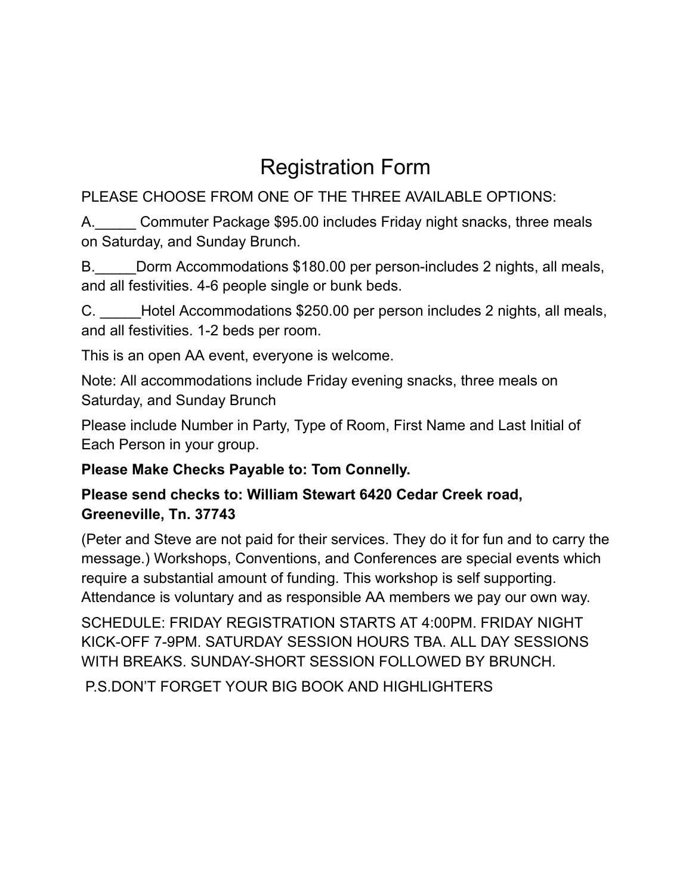# Registration Form

PLEASE CHOOSE FROM ONE OF THE THREE AVAILABLE OPTIONS:

A.\_\_\_\_\_ Commuter Package $95.00 includes Friday night snacks, three meals on Saturday, and Sunday Brunch.

B.\_\_\_\_\_Dorm Accommodations $180.00 per person-includes 2 nights, all meals, and all festivities. 4-6 people single or bunk beds.

C. \_\_\_\_\_Hotel Accommodations $250.00 per person includes 2 nights, all meals, and all festivities. 1-2 beds per room.

This is an open AA event, everyone is welcome.

Note: All accommodations include Friday evening snacks, three meals on Saturday, and Sunday Brunch

Please include Number in Party, Type of Room, First Name and Last Initial of Each Person in your group.

**Please Make Checks Payable to: Tom Connelly.**

**Please send checks to: William Stewart 6420 Cedar Creek road, Greeneville, Tn. 37743**

(Peter and Steve are not paid for their services. They do it for fun and to carry the message.) Workshops, Conventions, and Conferences are special events which require a substantial amount of funding. This workshop is self supporting. Attendance is voluntary and as responsible AA members we pay our own way.

SCHEDULE: FRIDAY REGISTRATION STARTS AT 4:00PM. FRIDAY NIGHT KICK-OFF 7-9PM. SATURDAY SESSION HOURS TBA. ALL DAY SESSIONS WITH BREAKS. SUNDAY-SHORT SESSION FOLLOWED BY BRUNCH.

P.S.DON'T FORGET YOUR BIG BOOK AND HIGHLIGHTERS